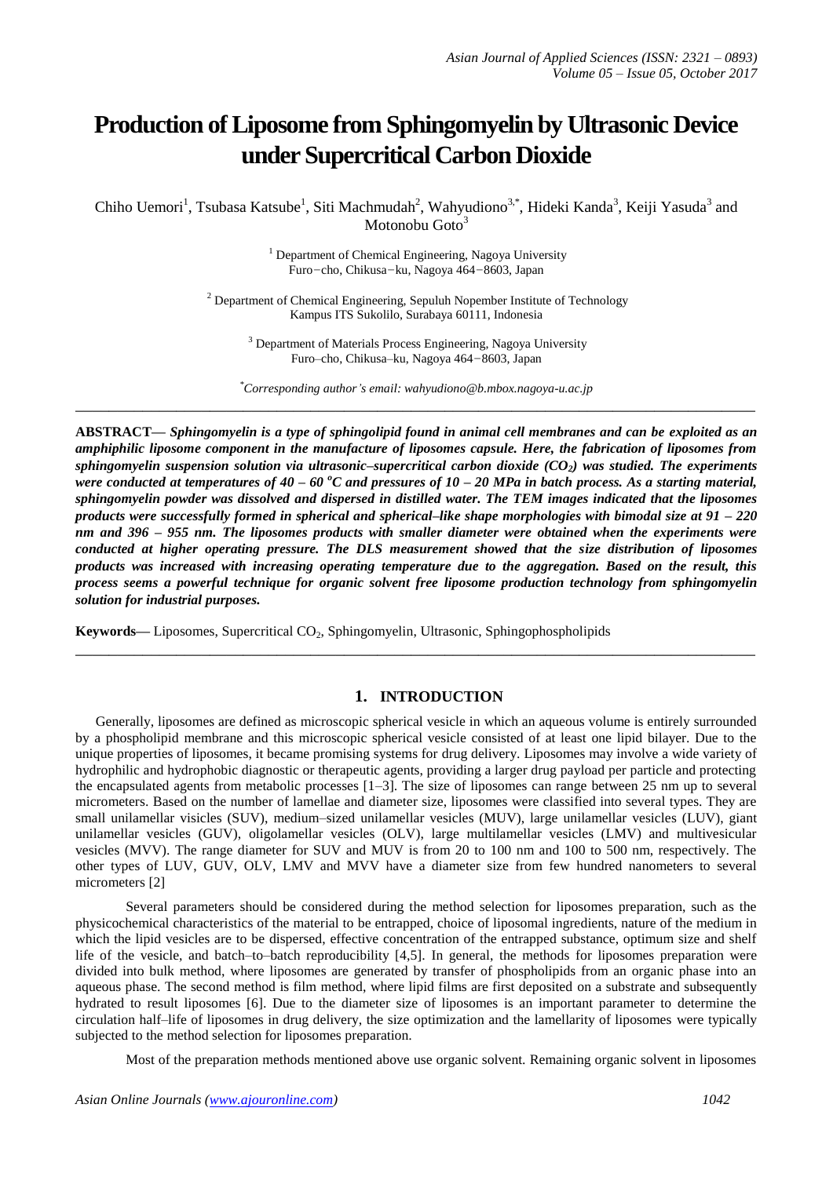# Production of Liposome from Sphingomyelin by Ultrasonic Device under Supercritical Carbon Dioxide

Chiho Uemori[1], Tsubasa Katsube[1], Siti Machmudah[2], Wahyudiono[3,*], Hideki Kanda[3], Keiji Yasuda[3] and Motonobu Goto[3]

[1] Department of Chemical Engineering, Nagoya University
Furo−cho, Chikusa−ku, Nagoya 464−8603, Japan

[2] Department of Chemical Engineering, Sepuluh Nopember Institute of Technology
Kampus ITS Sukolilo, Surabaya 60111, Indonesia

[3] Department of Materials Process Engineering, Nagoya University
Furo–cho, Chikusa–ku, Nagoya 464−8603, Japan

*Corresponding author's email: wahyudiono@b.mbox.nagoya-u.ac.jp*

---

**ABSTRACT—** ***Sphingomyelin is a type of sphingolipid found in animal cell membranes and can be exploited as an amphiphilic liposome component in the manufacture of liposomes capsule. Here, the fabrication of liposomes from sphingomyelin suspension solution via ultrasonic–supercritical carbon dioxide ($CO_2$) was studied. The experiments were conducted at temperatures of 40 – 60 °C and pressures of 10 – 20 MPa in batch process. As a starting material, sphingomyelin powder was dissolved and dispersed in distilled water. The TEM images indicated that the liposomes products were successfully formed in spherical and spherical–like shape morphologies with bimodal size at 91 – 220 nm and 396 – 955 nm. The liposomes products with smaller diameter were obtained when the experiments were conducted at higher operating pressure. The DLS measurement showed that the size distribution of liposomes products was increased with increasing operating temperature due to the aggregation. Based on the result, this process seems a powerful technique for organic solvent free liposome production technology from sphingomyelin solution for industrial purposes.***

**Keywords—** Liposomes, Supercritical $CO_2$, Sphingomyelin, Ultrasonic, Sphingophospholipids

---

## 1. INTRODUCTION

Generally, liposomes are defined as microscopic spherical vesicle in which an aqueous volume is entirely surrounded by a phospholipid membrane and this microscopic spherical vesicle consisted of at least one lipid bilayer. Due to the unique properties of liposomes, it became promising systems for drug delivery. Liposomes may involve a wide variety of hydrophilic and hydrophobic diagnostic or therapeutic agents, providing a larger drug payload per particle and protecting the encapsulated agents from metabolic processes [1–3]. The size of liposomes can range between 25 nm up to several micrometers. Based on the number of lamellae and diameter size, liposomes were classified into several types. They are small unilamellar visicles (SUV), medium–sized unilamellar vesicles (MUV), large unilamellar vesicles (LUV), giant unilamellar vesicles (GUV), oligolamellar vesicles (OLV), large multilamellar vesicles (LMV) and multivesicular vesicles (MVV). The range diameter for SUV and MUV is from 20 to 100 nm and 100 to 500 nm, respectively. The other types of LUV, GUV, OLV, LMV and MVV have a diameter size from few hundred nanometers to several micrometers [2]

Several parameters should be considered during the method selection for liposomes preparation, such as the physicochemical characteristics of the material to be entrapped, choice of liposomal ingredients, nature of the medium in which the lipid vesicles are to be dispersed, effective concentration of the entrapped substance, optimum size and shelf life of the vesicle, and batch–to–batch reproducibility [4,5]. In general, the methods for liposomes preparation were divided into bulk method, where liposomes are generated by transfer of phospholipids from an organic phase into an aqueous phase. The second method is film method, where lipid films are first deposited on a substrate and subsequently hydrated to result liposomes [6]. Due to the diameter size of liposomes is an important parameter to determine the circulation half–life of liposomes in drug delivery, the size optimization and the lamellarity of liposomes were typically subjected to the method selection for liposomes preparation.

Most of the preparation methods mentioned above use organic solvent. Remaining organic solvent in liposomes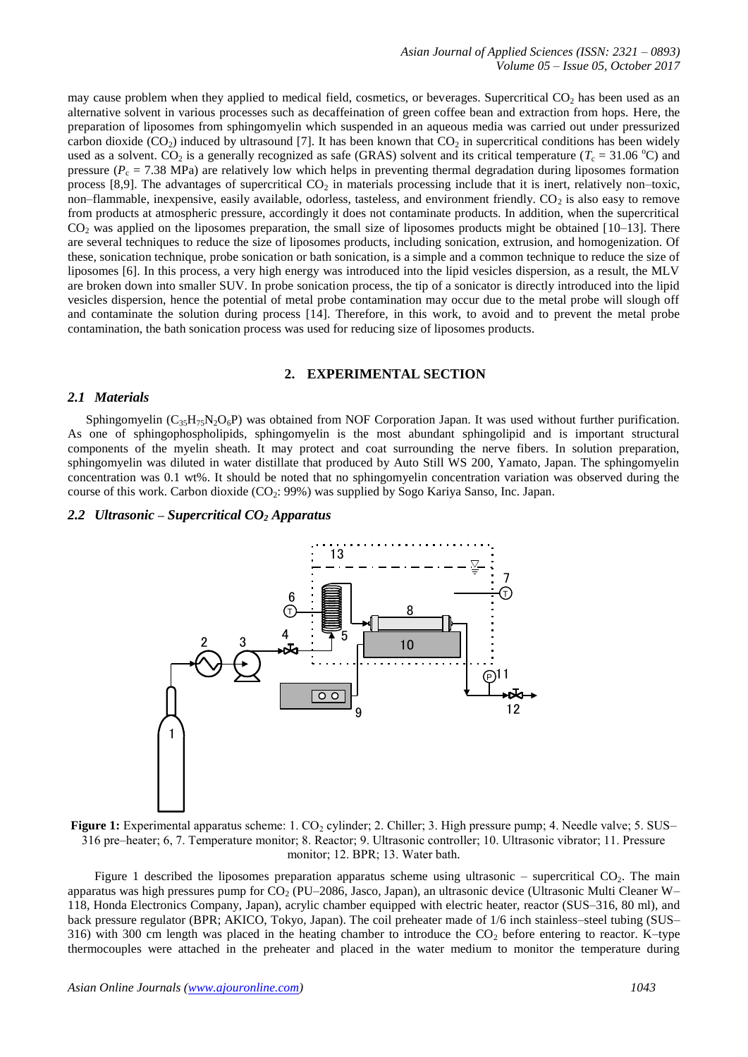may cause problem when they applied to medical field, cosmetics, or beverages. Supercritical $CO_2$ has been used as an alternative solvent in various processes such as decaffeination of green coffee bean and extraction from hops. Here, the preparation of liposomes from sphingomyelin which suspended in an aqueous media was carried out under pressurized carbon dioxide ($CO_2$) induced by ultrasound [7]. It has been known that $CO_2$ in supercritical conditions has been widely used as a solvent. $CO_2$ is a generally recognized as safe (GRAS) solvent and its critical temperature ($T_c$ = 31.06 °C) and pressure ($P_c$ = 7.38 MPa) are relatively low which helps in preventing thermal degradation during liposomes formation process [8,9]. The advantages of supercritical $CO_2$ in materials processing include that it is inert, relatively non–toxic, non–flammable, inexpensive, easily available, odorless, tasteless, and environment friendly. $CO_2$ is also easy to remove from products at atmospheric pressure, accordingly it does not contaminate products. In addition, when the supercritical $CO_2$ was applied on the liposomes preparation, the small size of liposomes products might be obtained [10–13]. There are several techniques to reduce the size of liposomes products, including sonication, extrusion, and homogenization. Of these, sonication technique, probe sonication or bath sonication, is a simple and a common technique to reduce the size of liposomes [6]. In this process, a very high energy was introduced into the lipid vesicles dispersion, as a result, the MLV are broken down into smaller SUV. In probe sonication process, the tip of a sonicator is directly introduced into the lipid vesicles dispersion, hence the potential of metal probe contamination may occur due to the metal probe will slough off and contaminate the solution during process [14]. Therefore, in this work, to avoid and to prevent the metal probe contamination, the bath sonication process was used for reducing size of liposomes products.

## 2. EXPERIMENTAL SECTION

### 2.1 Materials

Sphingomyelin ($C_{35}H_{75}N_2O_6P$) was obtained from NOF Corporation Japan. It was used without further purification. As one of sphingophospholipids, sphingomyelin is the most abundant sphingolipid and is important structural components of the myelin sheath. It may protect and coat surrounding the nerve fibers. In solution preparation, sphingomyelin was diluted in water distillate that produced by Auto Still WS 200, Yamato, Japan. The sphingomyelin concentration was 0.1 wt%. It should be noted that no sphingomyelin concentration variation was observed during the course of this work. Carbon dioxide ($CO_2$: 99%) was supplied by Sogo Kariya Sanso, Inc. Japan.

### 2.2 Ultrasonic – Supercritical $CO_2$ Apparatus

**Figure 1:** Experimental apparatus scheme: 1. $CO_2$ cylinder; 2. Chiller; 3. High pressure pump; 4. Needle valve; 5. SUS–316 pre–heater; 6, 7. Temperature monitor; 8. Reactor; 9. Ultrasonic controller; 10. Ultrasonic vibrator; 11. Pressure monitor; 12. BPR; 13. Water bath.

Figure 1 described the liposomes preparation apparatus scheme using ultrasonic – supercritical $CO_2$. The main apparatus was high pressures pump for $CO_2$ (PU–2086, Jasco, Japan), an ultrasonic device (Ultrasonic Multi Cleaner W–118, Honda Electronics Company, Japan), acrylic chamber equipped with electric heater, reactor (SUS–316, 80 ml), and back pressure regulator (BPR; AKICO, Tokyo, Japan). The coil preheater made of 1/6 inch stainless–steel tubing (SUS–316) with 300 cm length was placed in the heating chamber to introduce the $CO_2$ before entering to reactor. K–type thermocouples were attached in the preheater and placed in the water medium to monitor the temperature during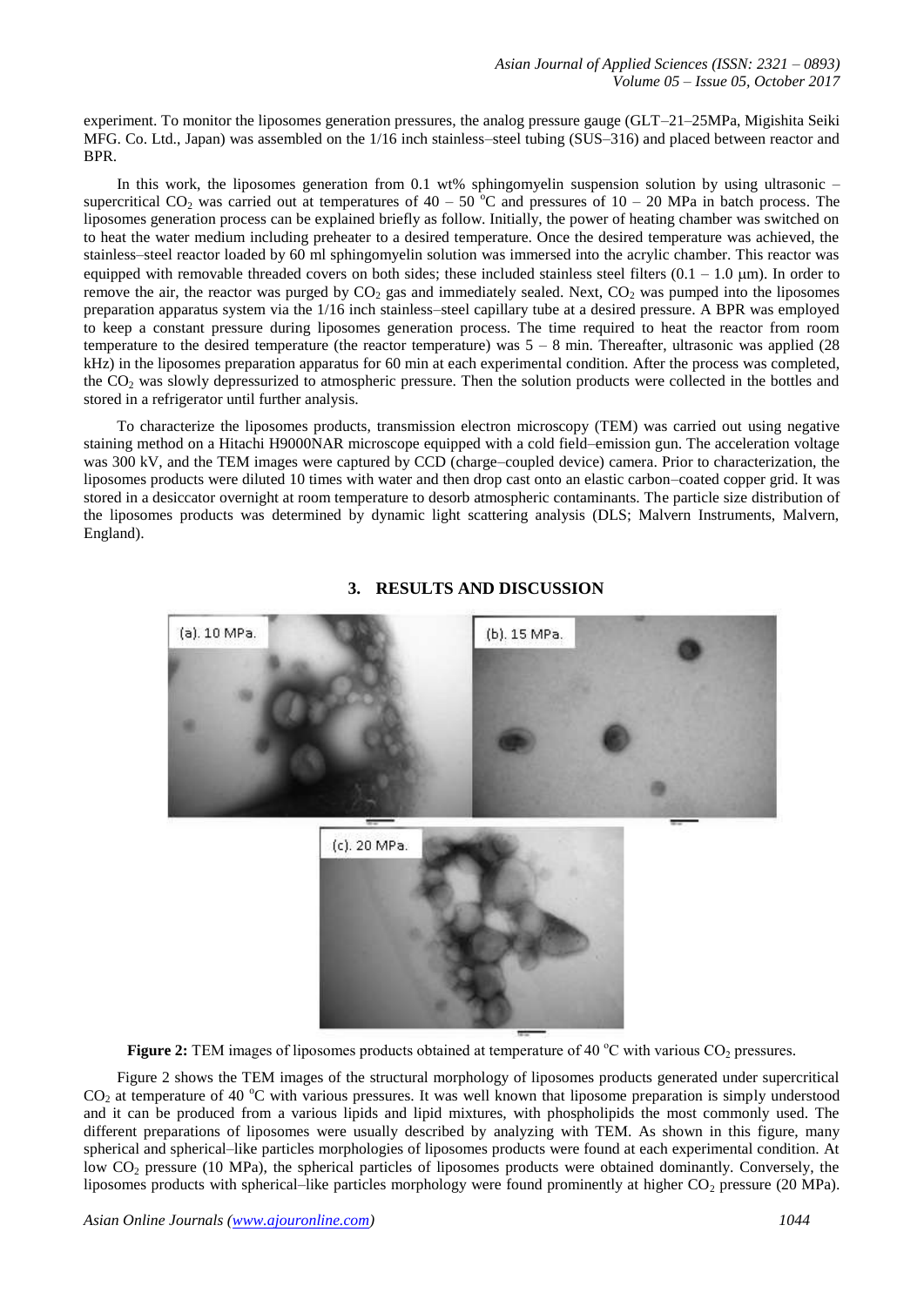experiment. To monitor the liposomes generation pressures, the analog pressure gauge (GLT–21–25MPa, Migishita Seiki MFG. Co. Ltd., Japan) was assembled on the 1/16 inch stainless–steel tubing (SUS–316) and placed between reactor and BPR.

In this work, the liposomes generation from 0.1 wt% sphingomyelin suspension solution by using ultrasonic – supercritical $CO_2$ was carried out at temperatures of 40 – 50 $^oC$ and pressures of 10 – 20 MPa in batch process. The liposomes generation process can be explained briefly as follow. Initially, the power of heating chamber was switched on to heat the water medium including preheater to a desired temperature. Once the desired temperature was achieved, the stainless–steel reactor loaded by 60 ml sphingomyelin solution was immersed into the acrylic chamber. This reactor was equipped with removable threaded covers on both sides; these included stainless steel filters (0.1 – 1.0 μm). In order to remove the air, the reactor was purged by $CO_2$ gas and immediately sealed. Next, $CO_2$ was pumped into the liposomes preparation apparatus system via the 1/16 inch stainless–steel capillary tube at a desired pressure. A BPR was employed to keep a constant pressure during liposomes generation process. The time required to heat the reactor from room temperature to the desired temperature (the reactor temperature) was 5 – 8 min. Thereafter, ultrasonic was applied (28 kHz) in the liposomes preparation apparatus for 60 min at each experimental condition. After the process was completed, the $CO_2$ was slowly depressurized to atmospheric pressure. Then the solution products were collected in the bottles and stored in a refrigerator until further analysis.

To characterize the liposomes products, transmission electron microscopy (TEM) was carried out using negative staining method on a Hitachi H9000NAR microscope equipped with a cold field–emission gun. The acceleration voltage was 300 kV, and the TEM images were captured by CCD (charge–coupled device) camera. Prior to characterization, the liposomes products were diluted 10 times with water and then drop cast onto an elastic carbon–coated copper grid. It was stored in a desiccator overnight at room temperature to desorb atmospheric contaminants. The particle size distribution of the liposomes products was determined by dynamic light scattering analysis (DLS; Malvern Instruments, Malvern, England).

## 3. RESULTS AND DISCUSSION

**Figure 2:** TEM images of liposomes products obtained at temperature of 40 $^oC$ with various $CO_2$ pressures.

Figure 2 shows the TEM images of the structural morphology of liposomes products generated under supercritical $CO_2$ at temperature of 40 $^oC$ with various pressures. It was well known that liposome preparation is simply understood and it can be produced from a various lipids and lipid mixtures, with phospholipids the most commonly used. The different preparations of liposomes were usually described by analyzing with TEM. As shown in this figure, many spherical and spherical–like particles morphologies of liposomes products were found at each experimental condition. At low $CO_2$ pressure (10 MPa), the spherical particles of liposomes products were obtained dominantly. Conversely, the liposomes products with spherical–like particles morphology were found prominently at higher $CO_2$ pressure (20 MPa).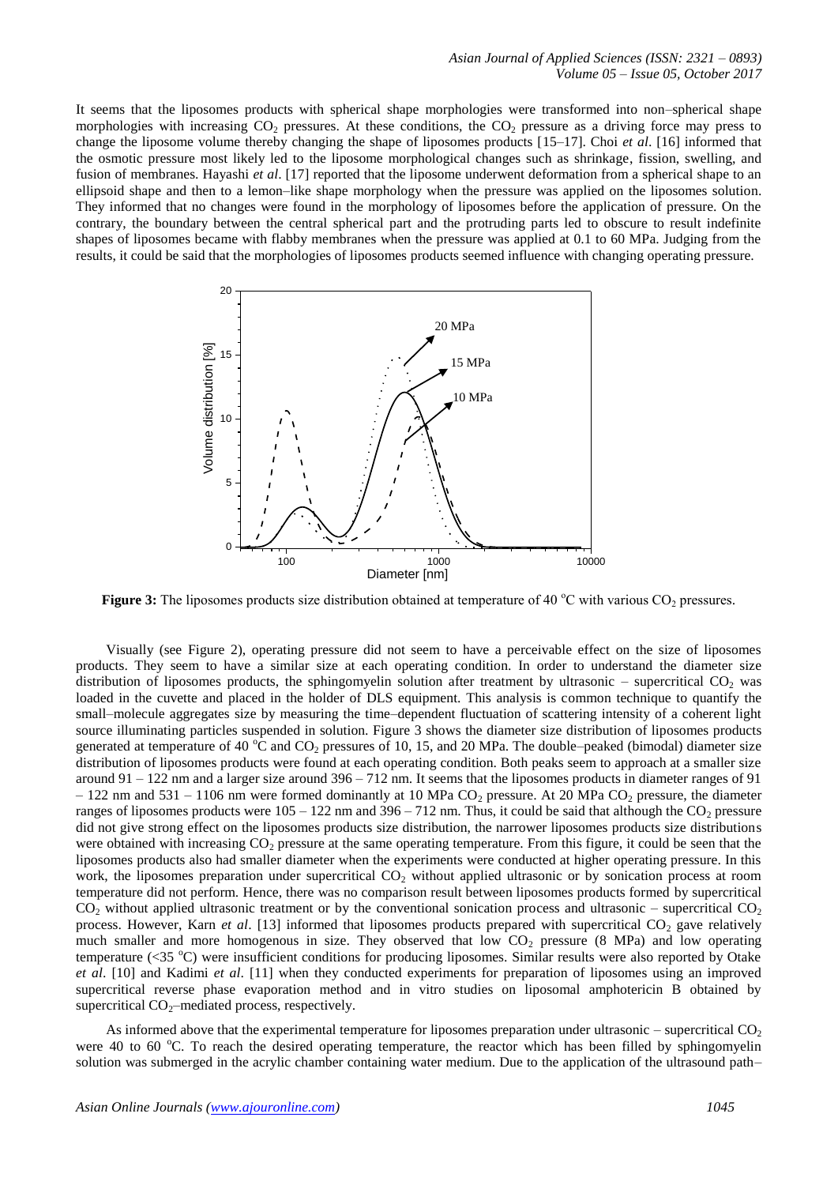It seems that the liposomes products with spherical shape morphologies were transformed into non–spherical shape morphologies with increasing $CO_2$ pressures. At these conditions, the $CO_2$ pressure as a driving force may press to change the liposome volume thereby changing the shape of liposomes products [15–17]. Choi *et al*. [16] informed that the osmotic pressure most likely led to the liposome morphological changes such as shrinkage, fission, swelling, and fusion of membranes. Hayashi *et al*. [17] reported that the liposome underwent deformation from a spherical shape to an ellipsoid shape and then to a lemon–like shape morphology when the pressure was applied on the liposomes solution. They informed that no changes were found in the morphology of liposomes before the application of pressure. On the contrary, the boundary between the central spherical part and the protruding parts led to obscure to result indefinite shapes of liposomes became with flabby membranes when the pressure was applied at 0.1 to 60 MPa. Judging from the results, it could be said that the morphologies of liposomes products seemed influence with changing operating pressure.

**Figure 3:** The liposomes products size distribution obtained at temperature of 40 °C with various $CO_2$ pressures.

Visually (see Figure 2), operating pressure did not seem to have a perceivable effect on the size of liposomes products. They seem to have a similar size at each operating condition. In order to understand the diameter size distribution of liposomes products, the sphingomyelin solution after treatment by ultrasonic – supercritical $CO_2$ was loaded in the cuvette and placed in the holder of DLS equipment. This analysis is common technique to quantify the small–molecule aggregates size by measuring the time–dependent fluctuation of scattering intensity of a coherent light source illuminating particles suspended in solution. Figure 3 shows the diameter size distribution of liposomes products generated at temperature of 40 °C and $CO_2$ pressures of 10, 15, and 20 MPa. The double–peaked (bimodal) diameter size distribution of liposomes products were found at each operating condition. Both peaks seem to approach at a smaller size around 91 – 122 nm and a larger size around 396 – 712 nm. It seems that the liposomes products in diameter ranges of 91 – 122 nm and 531 – 1106 nm were formed dominantly at 10 MPa $CO_2$ pressure. At 20 MPa $CO_2$ pressure, the diameter ranges of liposomes products were 105 – 122 nm and 396 – 712 nm. Thus, it could be said that although the $CO_2$ pressure did not give strong effect on the liposomes products size distribution, the narrower liposomes products size distributions were obtained with increasing $CO_2$ pressure at the same operating temperature. From this figure, it could be seen that the liposomes products also had smaller diameter when the experiments were conducted at higher operating pressure. In this work, the liposomes preparation under supercritical $CO_2$ without applied ultrasonic or by sonication process at room temperature did not perform. Hence, there was no comparison result between liposomes products formed by supercritical $CO_2$ without applied ultrasonic treatment or by the conventional sonication process and ultrasonic – supercritical $CO_2$ process. However, Karn *et al*. [13] informed that liposomes products prepared with supercritical $CO_2$ gave relatively much smaller and more homogenous in size. They observed that low $CO_2$ pressure (8 MPa) and low operating temperature (<35 °C) were insufficient conditions for producing liposomes. Similar results were also reported by Otake *et al*. [10] and Kadimi *et al*. [11] when they conducted experiments for preparation of liposomes using an improved supercritical reverse phase evaporation method and in vitro studies on liposomal amphotericin B obtained by supercritical $CO_2$–mediated process, respectively.

As informed above that the experimental temperature for liposomes preparation under ultrasonic – supercritical $CO_2$ were 40 to 60 °C. To reach the desired operating temperature, the reactor which has been filled by sphingomyelin solution was submerged in the acrylic chamber containing water medium. Due to the application of the ultrasound path–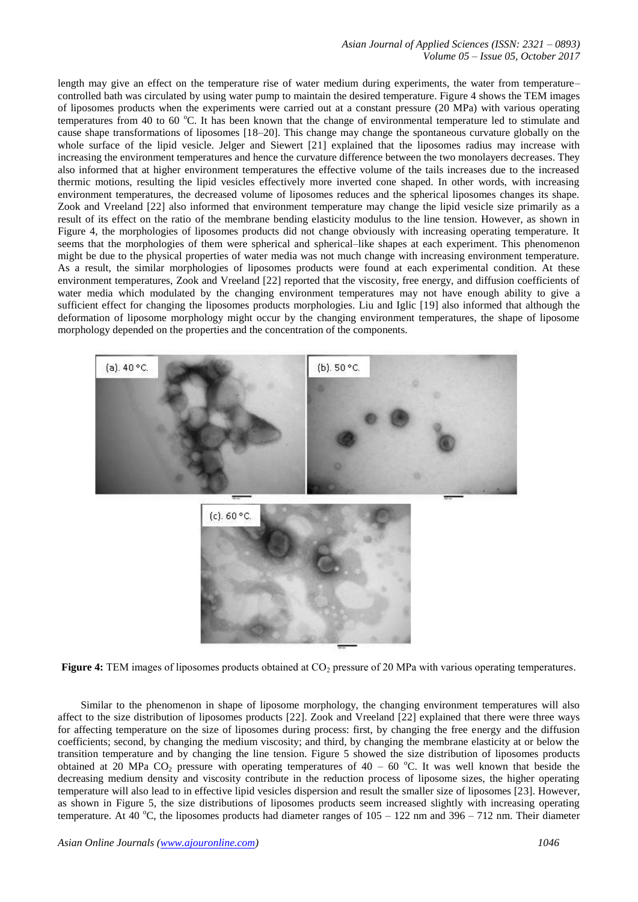length may give an effect on the temperature rise of water medium during experiments, the water from temperature–controlled bath was circulated by using water pump to maintain the desired temperature. Figure 4 shows the TEM images of liposomes products when the experiments were carried out at a constant pressure (20 MPa) with various operating temperatures from 40 to 60 $^{o}$C. It has been known that the change of environmental temperature led to stimulate and cause shape transformations of liposomes [18–20]. This change may change the spontaneous curvature globally on the whole surface of the lipid vesicle. Jelger and Siewert [21] explained that the liposomes radius may increase with increasing the environment temperatures and hence the curvature difference between the two monolayers decreases. They also informed that at higher environment temperatures the effective volume of the tails increases due to the increased thermic motions, resulting the lipid vesicles effectively more inverted cone shaped. In other words, with increasing environment temperatures, the decreased volume of liposomes reduces and the spherical liposomes changes its shape. Zook and Vreeland [22] also informed that environment temperature may change the lipid vesicle size primarily as a result of its effect on the ratio of the membrane bending elasticity modulus to the line tension. However, as shown in Figure 4, the morphologies of liposomes products did not change obviously with increasing operating temperature. It seems that the morphologies of them were spherical and spherical–like shapes at each experiment. This phenomenon might be due to the physical properties of water media was not much change with increasing environment temperature. As a result, the similar morphologies of liposomes products were found at each experimental condition. At these environment temperatures, Zook and Vreeland [22] reported that the viscosity, free energy, and diffusion coefficients of water media which modulated by the changing environment temperatures may not have enough ability to give a sufficient effect for changing the liposomes products morphologies. Liu and Iglic [19] also informed that although the deformation of liposome morphology might occur by the changing environment temperatures, the shape of liposome morphology depended on the properties and the concentration of the components.

**Figure 4:** TEM images of liposomes products obtained at $CO_2$ pressure of 20 MPa with various operating temperatures.

Similar to the phenomenon in shape of liposome morphology, the changing environment temperatures will also affect to the size distribution of liposomes products [22]. Zook and Vreeland [22] explained that there were three ways for affecting temperature on the size of liposomes during process: first, by changing the free energy and the diffusion coefficients; second, by changing the medium viscosity; and third, by changing the membrane elasticity at or below the transition temperature and by changing the line tension. Figure 5 showed the size distribution of liposomes products obtained at 20 MPa $CO_2$ pressure with operating temperatures of 40 – 60 $^{o}$C. It was well known that beside the decreasing medium density and viscosity contribute in the reduction process of liposome sizes, the higher operating temperature will also lead to in effective lipid vesicles dispersion and result the smaller size of liposomes [23]. However, as shown in Figure 5, the size distributions of liposomes products seem increased slightly with increasing operating temperature. At 40 $^{o}$C, the liposomes products had diameter ranges of 105 – 122 nm and 396 – 712 nm. Their diameter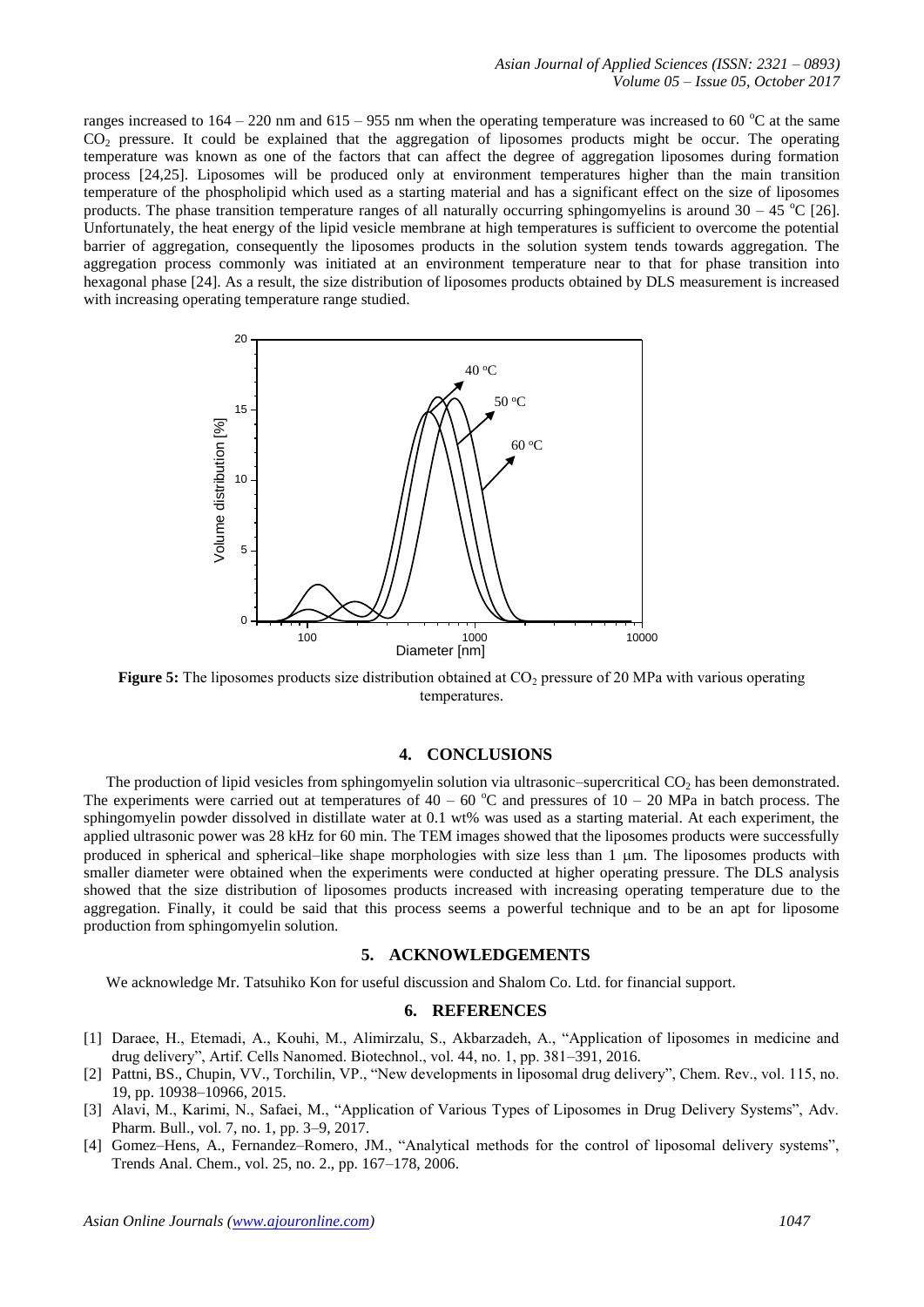ranges increased to 164 – 220 nm and 615 – 955 nm when the operating temperature was increased to 60 °C at the same $CO_2$ pressure. It could be explained that the aggregation of liposomes products might be occur. The operating temperature was known as one of the factors that can affect the degree of aggregation liposomes during formation process [24,25]. Liposomes will be produced only at environment temperatures higher than the main transition temperature of the phospholipid which used as a starting material and has a significant effect on the size of liposomes products. The phase transition temperature ranges of all naturally occurring sphingomyelins is around 30 – 45 °C [26]. Unfortunately, the heat energy of the lipid vesicle membrane at high temperatures is sufficient to overcome the potential barrier of aggregation, consequently the liposomes products in the solution system tends towards aggregation. The aggregation process commonly was initiated at an environment temperature near to that for phase transition into hexagonal phase [24]. As a result, the size distribution of liposomes products obtained by DLS measurement is increased with increasing operating temperature range studied.

**Figure 5:** The liposomes products size distribution obtained at $CO_2$ pressure of 20 MPa with various operating temperatures.

## 4. CONCLUSIONS

The production of lipid vesicles from sphingomyelin solution via ultrasonic–supercritical $CO_2$ has been demonstrated. The experiments were carried out at temperatures of 40 – 60 °C and pressures of 10 – 20 MPa in batch process. The sphingomyelin powder dissolved in distillate water at 0.1 wt% was used as a starting material. At each experiment, the applied ultrasonic power was 28 kHz for 60 min. The TEM images showed that the liposomes products were successfully produced in spherical and spherical–like shape morphologies with size less than 1 μm. The liposomes products with smaller diameter were obtained when the experiments were conducted at higher operating pressure. The DLS analysis showed that the size distribution of liposomes products increased with increasing operating temperature due to the aggregation. Finally, it could be said that this process seems a powerful technique and to be an apt for liposome production from sphingomyelin solution.

## 5. ACKNOWLEDGEMENTS

We acknowledge Mr. Tatsuhiko Kon for useful discussion and Shalom Co. Ltd. for financial support.

## 6. REFERENCES

[1] Daraee, H., Etemadi, A., Kouhi, M., Alimirzalu, S., Akbarzadeh, A., "Application of liposomes in medicine and drug delivery", Artif. Cells Nanomed. Biotechnol., vol. 44, no. 1, pp. 381–391, 2016.

[2] Pattni, BS., Chupin, VV., Torchilin, VP., "New developments in liposomal drug delivery", Chem. Rev., vol. 115, no. 19, pp. 10938–10966, 2015.

[3] Alavi, M., Karimi, N., Safaei, M., "Application of Various Types of Liposomes in Drug Delivery Systems", Adv. Pharm. Bull., vol. 7, no. 1, pp. 3–9, 2017.

[4] Gomez–Hens, A., Fernandez–Romero, JM., "Analytical methods for the control of liposomal delivery systems", Trends Anal. Chem., vol. 25, no. 2., pp. 167–178, 2006.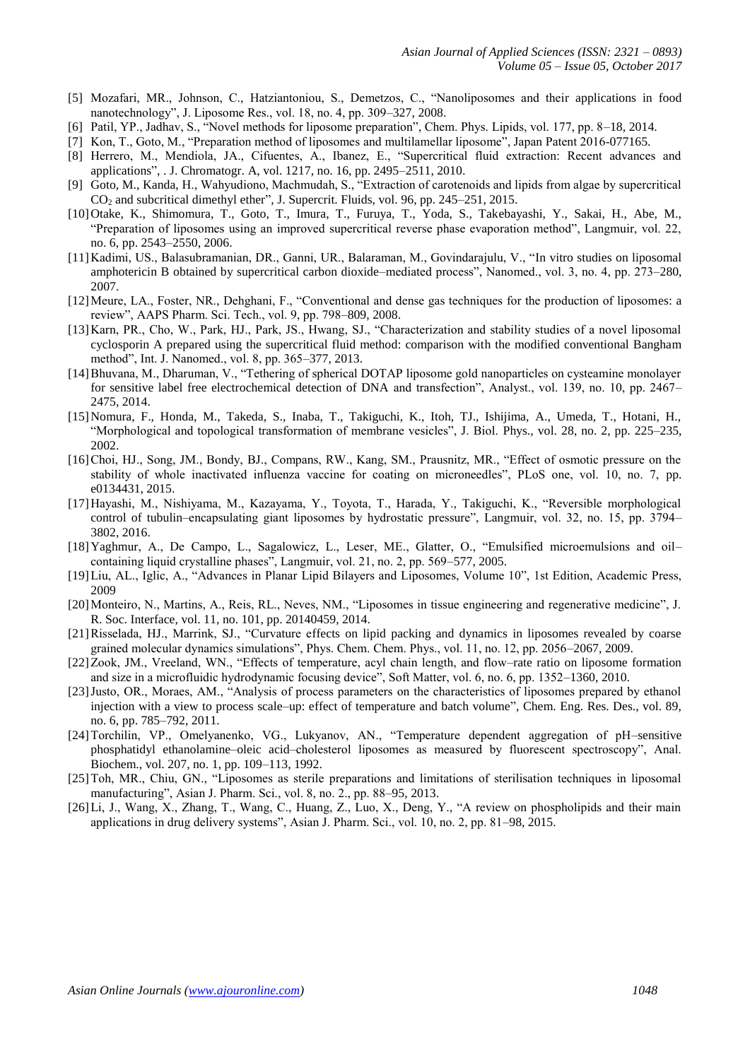[5] Mozafari, MR., Johnson, C., Hatziantoniou, S., Demetzos, C., "Nanoliposomes and their applications in food nanotechnology", J. Liposome Res., vol. 18, no. 4, pp. 309–327, 2008.

[6] Patil, YP., Jadhav, S., "Novel methods for liposome preparation", Chem. Phys. Lipids, vol. 177, pp. 8–18, 2014.

[7] Kon, T., Goto, M., "Preparation method of liposomes and multilamellar liposome", Japan Patent 2016-077165.

[8] Herrero, M., Mendiola, JA., Cifuentes, A., Ibanez, E., "Supercritical fluid extraction: Recent advances and applications", . J. Chromatogr. A, vol. 1217, no. 16, pp. 2495–2511, 2010.

[9] Goto, M., Kanda, H., Wahyudiono, Machmudah, S., "Extraction of carotenoids and lipids from algae by supercritical $CO_2$ and subcritical dimethyl ether", J. Supercrit. Fluids, vol. 96, pp. 245–251, 2015.

[10] Otake, K., Shimomura, T., Goto, T., Imura, T., Furuya, T., Yoda, S., Takebayashi, Y., Sakai, H., Abe, M., "Preparation of liposomes using an improved supercritical reverse phase evaporation method", Langmuir, vol. 22, no. 6, pp. 2543–2550, 2006.

[11] Kadimi, US., Balasubramanian, DR., Ganni, UR., Balaraman, M., Govindarajulu, V., "In vitro studies on liposomal amphotericin B obtained by supercritical carbon dioxide–mediated process", Nanomed., vol. 3, no. 4, pp. 273–280, 2007.

[12] Meure, LA., Foster, NR., Dehghani, F., "Conventional and dense gas techniques for the production of liposomes: a review", AAPS Pharm. Sci. Tech., vol. 9, pp. 798–809, 2008.

[13] Karn, PR., Cho, W., Park, HJ., Park, JS., Hwang, SJ., "Characterization and stability studies of a novel liposomal cyclosporin A prepared using the supercritical fluid method: comparison with the modified conventional Bangham method", Int. J. Nanomed., vol. 8, pp. 365–377, 2013.

[14] Bhuvana, M., Dharuman, V., "Tethering of spherical DOTAP liposome gold nanoparticles on cysteamine monolayer for sensitive label free electrochemical detection of DNA and transfection", Analyst., vol. 139, no. 10, pp. 2467–2475, 2014.

[15] Nomura, F., Honda, M., Takeda, S., Inaba, T., Takiguchi, K., Itoh, TJ., Ishijima, A., Umeda, T., Hotani, H., "Morphological and topological transformation of membrane vesicles", J. Biol. Phys., vol. 28, no. 2, pp. 225–235, 2002.

[16] Choi, HJ., Song, JM., Bondy, BJ., Compans, RW., Kang, SM., Prausnitz, MR., "Effect of osmotic pressure on the stability of whole inactivated influenza vaccine for coating on microneedles", PLoS one, vol. 10, no. 7, pp. e0134431, 2015.

[17] Hayashi, M., Nishiyama, M., Kazayama, Y., Toyota, T., Harada, Y., Takiguchi, K., "Reversible morphological control of tubulin–encapsulating giant liposomes by hydrostatic pressure", Langmuir, vol. 32, no. 15, pp. 3794–3802, 2016.

[18] Yaghmur, A., De Campo, L., Sagalowicz, L., Leser, ME., Glatter, O., "Emulsified microemulsions and oil–containing liquid crystalline phases", Langmuir, vol. 21, no. 2, pp. 569–577, 2005.

[19] Liu, AL., Iglic, A., "Advances in Planar Lipid Bilayers and Liposomes, Volume 10", 1st Edition, Academic Press, 2009

[20] Monteiro, N., Martins, A., Reis, RL., Neves, NM., "Liposomes in tissue engineering and regenerative medicine", J. R. Soc. Interface, vol. 11, no. 101, pp. 20140459, 2014.

[21] Risselada, HJ., Marrink, SJ., "Curvature effects on lipid packing and dynamics in liposomes revealed by coarse grained molecular dynamics simulations", Phys. Chem. Chem. Phys., vol. 11, no. 12, pp. 2056–2067, 2009.

[22] Zook, JM., Vreeland, WN., "Effects of temperature, acyl chain length, and flow–rate ratio on liposome formation and size in a microfluidic hydrodynamic focusing device", Soft Matter, vol. 6, no. 6, pp. 1352–1360, 2010.

[23] Justo, OR., Moraes, AM., "Analysis of process parameters on the characteristics of liposomes prepared by ethanol injection with a view to process scale–up: effect of temperature and batch volume", Chem. Eng. Res. Des., vol. 89, no. 6, pp. 785–792, 2011.

[24] Torchilin, VP., Omelyanenko, VG., Lukyanov, AN., "Temperature dependent aggregation of pH–sensitive phosphatidyl ethanolamine–oleic acid–cholesterol liposomes as measured by fluorescent spectroscopy", Anal. Biochem., vol. 207, no. 1, pp. 109–113, 1992.

[25] Toh, MR., Chiu, GN., "Liposomes as sterile preparations and limitations of sterilisation techniques in liposomal manufacturing", Asian J. Pharm. Sci., vol. 8, no. 2., pp. 88–95, 2013.

[26] Li, J., Wang, X., Zhang, T., Wang, C., Huang, Z., Luo, X., Deng, Y., "A review on phospholipids and their main applications in drug delivery systems", Asian J. Pharm. Sci., vol. 10, no. 2, pp. 81–98, 2015.